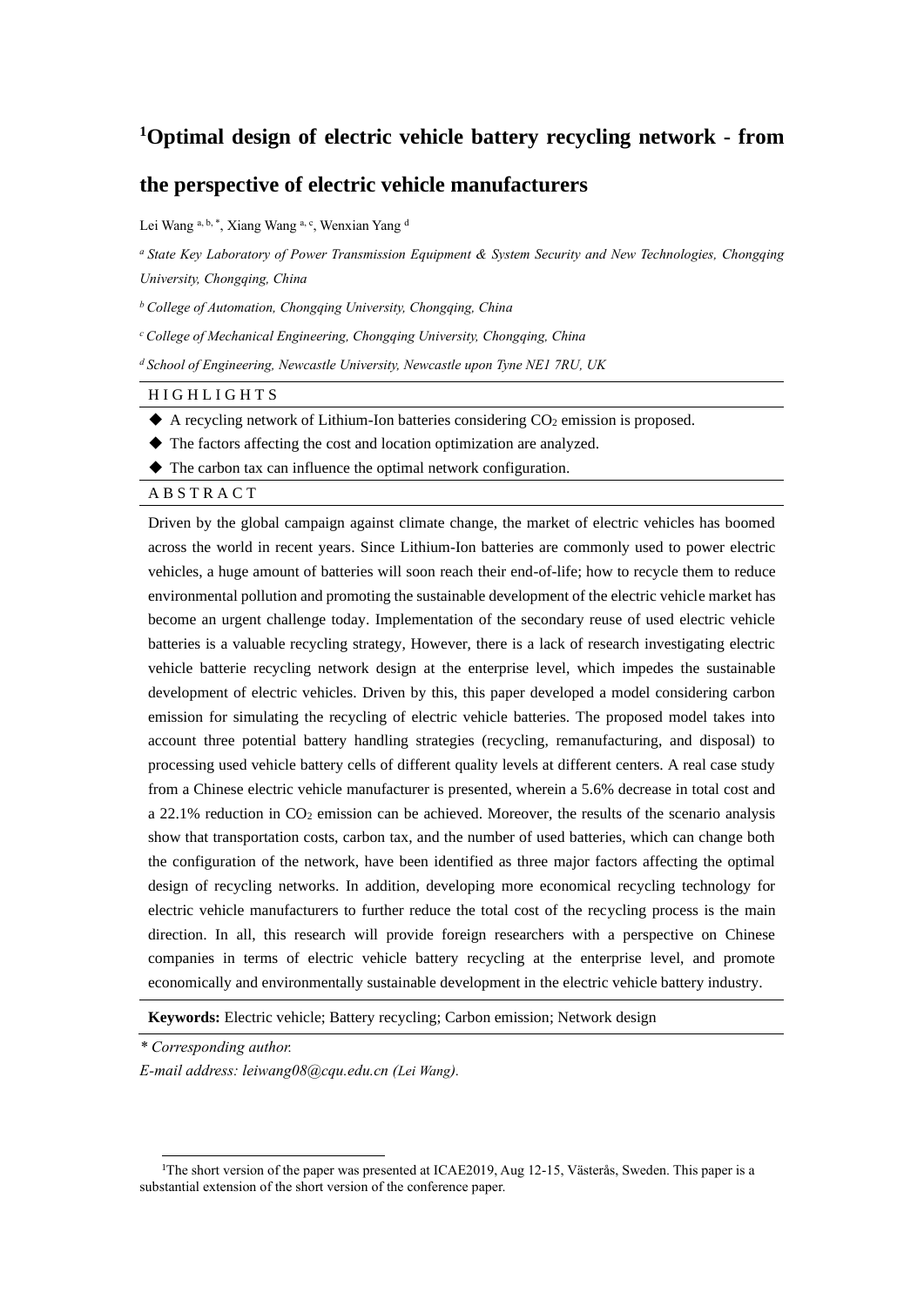# [1]Optimal design of electric vehicle battery recycling network - from the perspective of electric vehicle manufacturers

Lei Wang [a, b, *], Xiang Wang [a, c], Wenxian Yang [d]

[a] *State Key Laboratory of Power Transmission Equipment & System Security and New Technologies, Chongqing University, Chongqing, China*

[b] *College of Automation, Chongqing University, Chongqing, China*

[c] *College of Mechanical Engineering, Chongqing University, Chongqing, China*

[d] *School of Engineering, Newcastle University, Newcastle upon Tyne NE1 7RU, UK*

## HIGHLIGHTS

- A recycling network of Lithium-Ion batteries considering $CO_2$ emission is proposed.
- The factors affecting the cost and location optimization are analyzed.
- The carbon tax can influence the optimal network configuration.

## ABSTRACT

Driven by the global campaign against climate change, the market of electric vehicles has boomed across the world in recent years. Since Lithium-Ion batteries are commonly used to power electric vehicles, a huge amount of batteries will soon reach their end-of-life; how to recycle them to reduce environmental pollution and promoting the sustainable development of the electric vehicle market has become an urgent challenge today. Implementation of the secondary reuse of used electric vehicle batteries is a valuable recycling strategy, However, there is a lack of research investigating electric vehicle batterie recycling network design at the enterprise level, which impedes the sustainable development of electric vehicles. Driven by this, this paper developed a model considering carbon emission for simulating the recycling of electric vehicle batteries. The proposed model takes into account three potential battery handling strategies (recycling, remanufacturing, and disposal) to processing used vehicle battery cells of different quality levels at different centers. A real case study from a Chinese electric vehicle manufacturer is presented, wherein a 5.6% decrease in total cost and a 22.1% reduction in $CO_2$ emission can be achieved. Moreover, the results of the scenario analysis show that transportation costs, carbon tax, and the number of used batteries, which can change both the configuration of the network, have been identified as three major factors affecting the optimal design of recycling networks. In addition, developing more economical recycling technology for electric vehicle manufacturers to further reduce the total cost of the recycling process is the main direction. In all, this research will provide foreign researchers with a perspective on Chinese companies in terms of electric vehicle battery recycling at the enterprise level, and promote economically and environmentally sustainable development in the electric vehicle battery industry.

**Keywords:** Electric vehicle; Battery recycling; Carbon emission; Network design

*\* Corresponding author.*

*E-mail address: leiwang08@cqu.edu.cn (Lei Wang).*

[1]The short version of the paper was presented at ICAE2019, Aug 12-15, Västerås, Sweden. This paper is a substantial extension of the short version of the conference paper.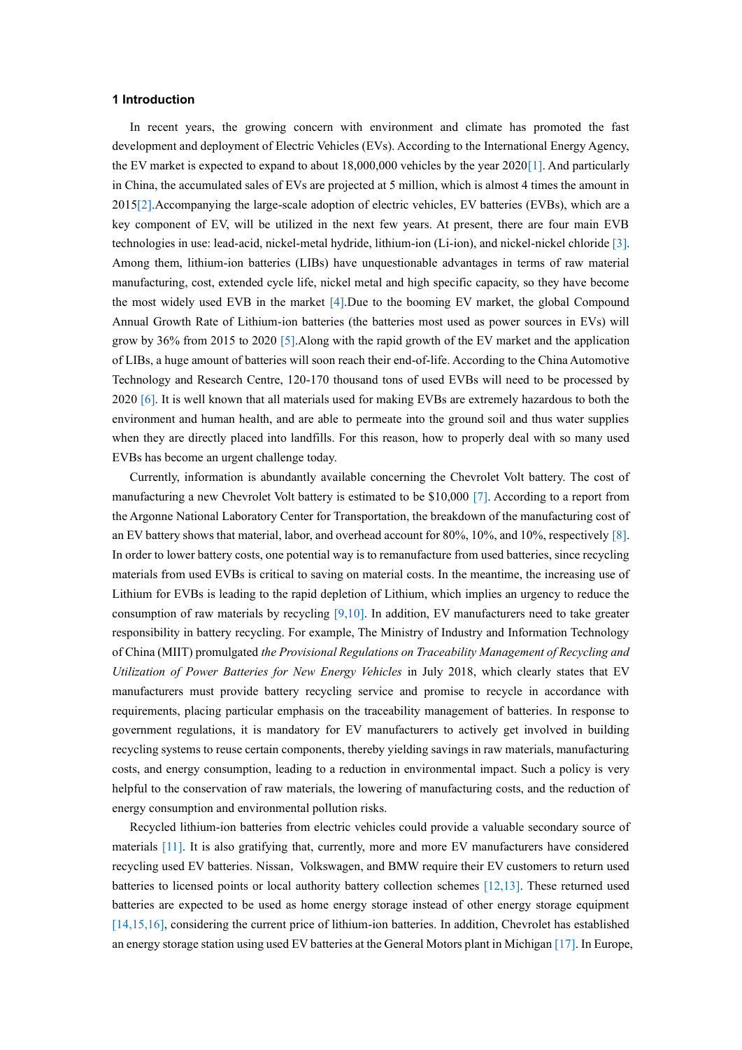## 1 Introduction

In recent years, the growing concern with environment and climate has promoted the fast development and deployment of Electric Vehicles (EVs). According to the International Energy Agency, the EV market is expected to expand to about 18,000,000 vehicles by the year 2020[1]. And particularly in China, the accumulated sales of EVs are projected at 5 million, which is almost 4 times the amount in 2015[2].Accompanying the large-scale adoption of electric vehicles, EV batteries (EVBs), which are a key component of EV, will be utilized in the next few years. At present, there are four main EVB technologies in use: lead-acid, nickel-metal hydride, lithium-ion (Li-ion), and nickel-nickel chloride [3]. Among them, lithium-ion batteries (LIBs) have unquestionable advantages in terms of raw material manufacturing, cost, extended cycle life, nickel metal and high specific capacity, so they have become the most widely used EVB in the market [4].Due to the booming EV market, the global Compound Annual Growth Rate of Lithium-ion batteries (the batteries most used as power sources in EVs) will grow by 36% from 2015 to 2020 [5].Along with the rapid growth of the EV market and the application of LIBs, a huge amount of batteries will soon reach their end-of-life. According to the China Automotive Technology and Research Centre, 120-170 thousand tons of used EVBs will need to be processed by 2020 [6]. It is well known that all materials used for making EVBs are extremely hazardous to both the environment and human health, and are able to permeate into the ground soil and thus water supplies when they are directly placed into landfills. For this reason, how to properly deal with so many used EVBs has become an urgent challenge today.

Currently, information is abundantly available concerning the Chevrolet Volt battery. The cost of manufacturing a new Chevrolet Volt battery is estimated to be $10,000 [7]. According to a report from the Argonne National Laboratory Center for Transportation, the breakdown of the manufacturing cost of an EV battery shows that material, labor, and overhead account for 80%, 10%, and 10%, respectively [8]. In order to lower battery costs, one potential way is to remanufacture from used batteries, since recycling materials from used EVBs is critical to saving on material costs. In the meantime, the increasing use of Lithium for EVBs is leading to the rapid depletion of Lithium, which implies an urgency to reduce the consumption of raw materials by recycling [9,10]. In addition, EV manufacturers need to take greater responsibility in battery recycling. For example, The Ministry of Industry and Information Technology of China (MIIT) promulgated *the Provisional Regulations on Traceability Management of Recycling and Utilization of Power Batteries for New Energy Vehicles* in July 2018, which clearly states that EV manufacturers must provide battery recycling service and promise to recycle in accordance with requirements, placing particular emphasis on the traceability management of batteries. In response to government regulations, it is mandatory for EV manufacturers to actively get involved in building recycling systems to reuse certain components, thereby yielding savings in raw materials, manufacturing costs, and energy consumption, leading to a reduction in environmental impact. Such a policy is very helpful to the conservation of raw materials, the lowering of manufacturing costs, and the reduction of energy consumption and environmental pollution risks.

Recycled lithium-ion batteries from electric vehicles could provide a valuable secondary source of materials [11]. It is also gratifying that, currently, more and more EV manufacturers have considered recycling used EV batteries. Nissan，Volkswagen, and BMW require their EV customers to return used batteries to licensed points or local authority battery collection schemes [12,13]. These returned used batteries are expected to be used as home energy storage instead of other energy storage equipment [14,15,16], considering the current price of lithium-ion batteries. In addition, Chevrolet has established an energy storage station using used EV batteries at the General Motors plant in Michigan [17]. In Europe,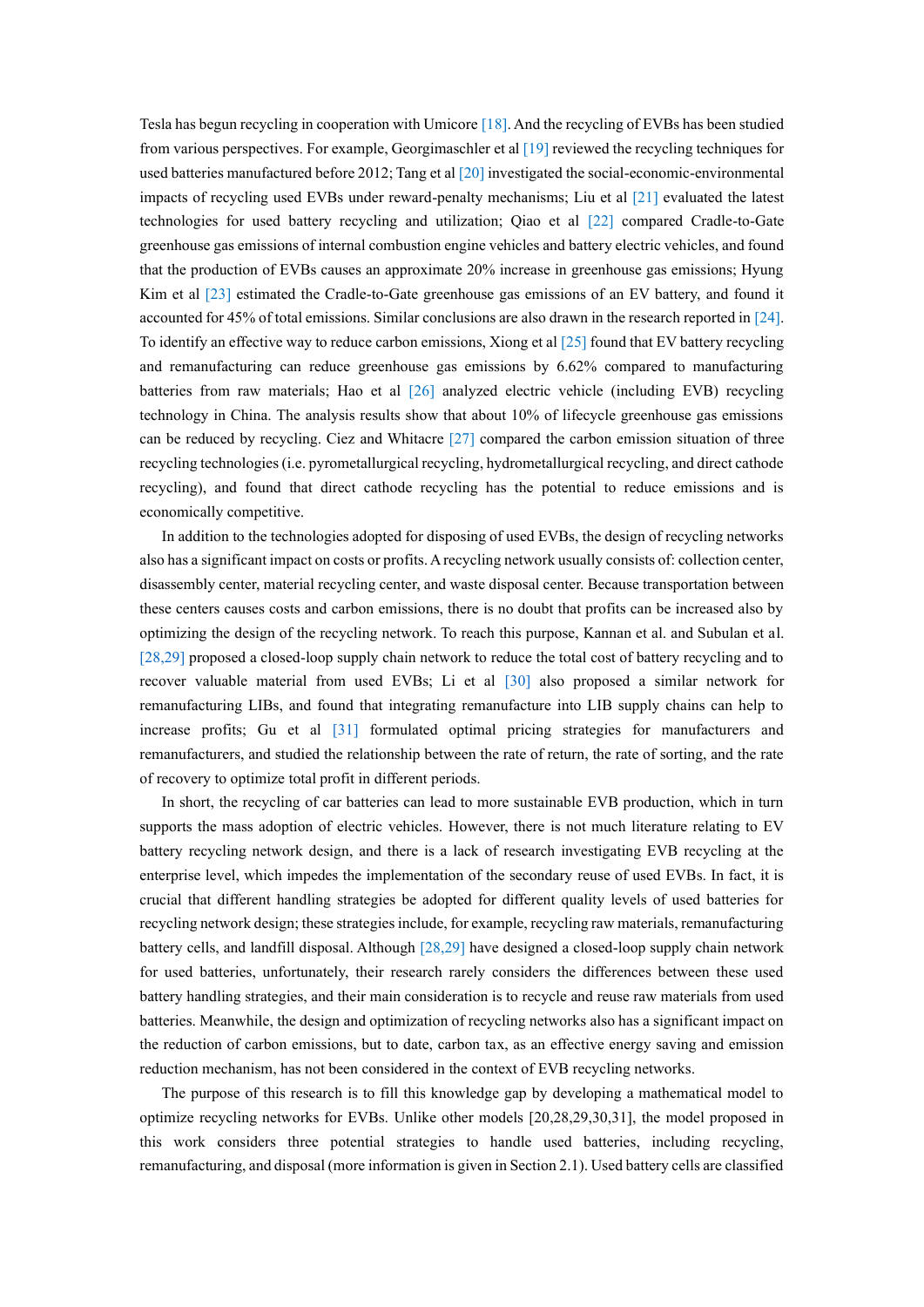Tesla has begun recycling in cooperation with Umicore [18]. And the recycling of EVBs has been studied from various perspectives. For example, Georgimaschler et al [19] reviewed the recycling techniques for used batteries manufactured before 2012; Tang et al [20] investigated the social-economic-environmental impacts of recycling used EVBs under reward-penalty mechanisms; Liu et al [21] evaluated the latest technologies for used battery recycling and utilization; Qiao et al [22] compared Cradle-to-Gate greenhouse gas emissions of internal combustion engine vehicles and battery electric vehicles, and found that the production of EVBs causes an approximate 20% increase in greenhouse gas emissions; Hyung Kim et al [23] estimated the Cradle-to-Gate greenhouse gas emissions of an EV battery, and found it accounted for 45% of total emissions. Similar conclusions are also drawn in the research reported in [24]. To identify an effective way to reduce carbon emissions, Xiong et al [25] found that EV battery recycling and remanufacturing can reduce greenhouse gas emissions by 6.62% compared to manufacturing batteries from raw materials; Hao et al [26] analyzed electric vehicle (including EVB) recycling technology in China. The analysis results show that about 10% of lifecycle greenhouse gas emissions can be reduced by recycling. Ciez and Whitacre [27] compared the carbon emission situation of three recycling technologies (i.e. pyrometallurgical recycling, hydrometallurgical recycling, and direct cathode recycling), and found that direct cathode recycling has the potential to reduce emissions and is economically competitive.

In addition to the technologies adopted for disposing of used EVBs, the design of recycling networks also has a significant impact on costs or profits. A recycling network usually consists of: collection center, disassembly center, material recycling center, and waste disposal center. Because transportation between these centers causes costs and carbon emissions, there is no doubt that profits can be increased also by optimizing the design of the recycling network. To reach this purpose, Kannan et al. and Subulan et al. [28,29] proposed a closed-loop supply chain network to reduce the total cost of battery recycling and to recover valuable material from used EVBs; Li et al [30] also proposed a similar network for remanufacturing LIBs, and found that integrating remanufacture into LIB supply chains can help to increase profits; Gu et al [31] formulated optimal pricing strategies for manufacturers and remanufacturers, and studied the relationship between the rate of return, the rate of sorting, and the rate of recovery to optimize total profit in different periods.

In short, the recycling of car batteries can lead to more sustainable EVB production, which in turn supports the mass adoption of electric vehicles. However, there is not much literature relating to EV battery recycling network design, and there is a lack of research investigating EVB recycling at the enterprise level, which impedes the implementation of the secondary reuse of used EVBs. In fact, it is crucial that different handling strategies be adopted for different quality levels of used batteries for recycling network design; these strategies include, for example, recycling raw materials, remanufacturing battery cells, and landfill disposal. Although [28,29] have designed a closed-loop supply chain network for used batteries, unfortunately, their research rarely considers the differences between these used battery handling strategies, and their main consideration is to recycle and reuse raw materials from used batteries. Meanwhile, the design and optimization of recycling networks also has a significant impact on the reduction of carbon emissions, but to date, carbon tax, as an effective energy saving and emission reduction mechanism, has not been considered in the context of EVB recycling networks.

The purpose of this research is to fill this knowledge gap by developing a mathematical model to optimize recycling networks for EVBs. Unlike other models [20,28,29,30,31], the model proposed in this work considers three potential strategies to handle used batteries, including recycling, remanufacturing, and disposal (more information is given in Section 2.1). Used battery cells are classified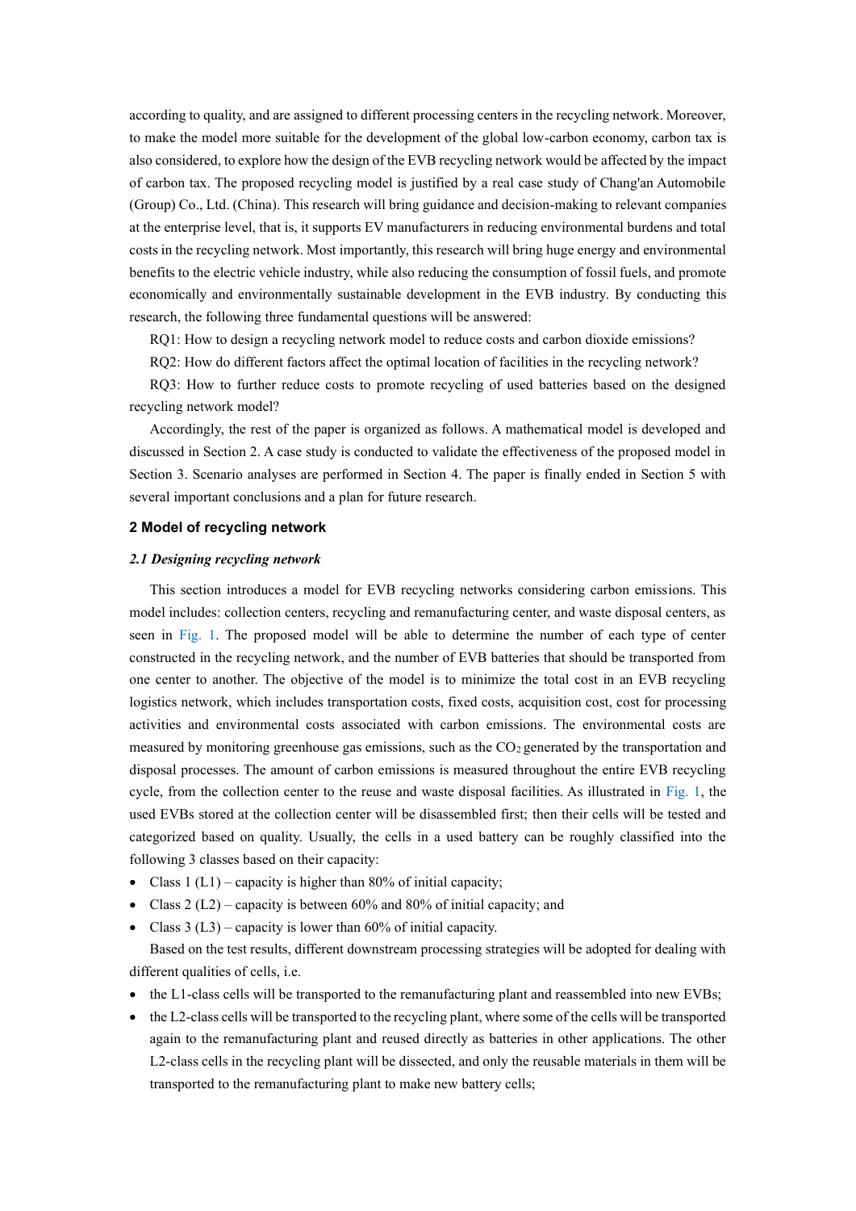according to quality, and are assigned to different processing centers in the recycling network. Moreover, to make the model more suitable for the development of the global low-carbon economy, carbon tax is also considered, to explore how the design of the EVB recycling network would be affected by the impact of carbon tax. The proposed recycling model is justified by a real case study of Chang'an Automobile (Group) Co., Ltd. (China). This research will bring guidance and decision-making to relevant companies at the enterprise level, that is, it supports EV manufacturers in reducing environmental burdens and total costs in the recycling network. Most importantly, this research will bring huge energy and environmental benefits to the electric vehicle industry, while also reducing the consumption of fossil fuels, and promote economically and environmentally sustainable development in the EVB industry. By conducting this research, the following three fundamental questions will be answered:

RQ1: How to design a recycling network model to reduce costs and carbon dioxide emissions?

RQ2: How do different factors affect the optimal location of facilities in the recycling network?

RQ3: How to further reduce costs to promote recycling of used batteries based on the designed recycling network model?

Accordingly, the rest of the paper is organized as follows. A mathematical model is developed and discussed in Section 2. A case study is conducted to validate the effectiveness of the proposed model in Section 3. Scenario analyses are performed in Section 4. The paper is finally ended in Section 5 with several important conclusions and a plan for future research.

## 2 Model of recycling network

### *2.1 Designing recycling network*

This section introduces a model for EVB recycling networks considering carbon emissions. This model includes: collection centers, recycling and remanufacturing center, and waste disposal centers, as seen in Fig. 1. The proposed model will be able to determine the number of each type of center constructed in the recycling network, and the number of EVB batteries that should be transported from one center to another. The objective of the model is to minimize the total cost in an EVB recycling logistics network, which includes transportation costs, fixed costs, acquisition cost, cost for processing activities and environmental costs associated with carbon emissions. The environmental costs are measured by monitoring greenhouse gas emissions, such as the $CO_2$ generated by the transportation and disposal processes. The amount of carbon emissions is measured throughout the entire EVB recycling cycle, from the collection center to the reuse and waste disposal facilities. As illustrated in Fig. 1, the used EVBs stored at the collection center will be disassembled first; then their cells will be tested and categorized based on quality. Usually, the cells in a used battery can be roughly classified into the following 3 classes based on their capacity:

- Class 1 (L1) – capacity is higher than 80% of initial capacity;
- Class 2 (L2) – capacity is between 60% and 80% of initial capacity; and
- Class 3 (L3) – capacity is lower than 60% of initial capacity.

Based on the test results, different downstream processing strategies will be adopted for dealing with different qualities of cells, i.e.

- the L1-class cells will be transported to the remanufacturing plant and reassembled into new EVBs;
- the L2-class cells will be transported to the recycling plant, where some of the cells will be transported again to the remanufacturing plant and reused directly as batteries in other applications. The other L2-class cells in the recycling plant will be dissected, and only the reusable materials in them will be transported to the remanufacturing plant to make new battery cells;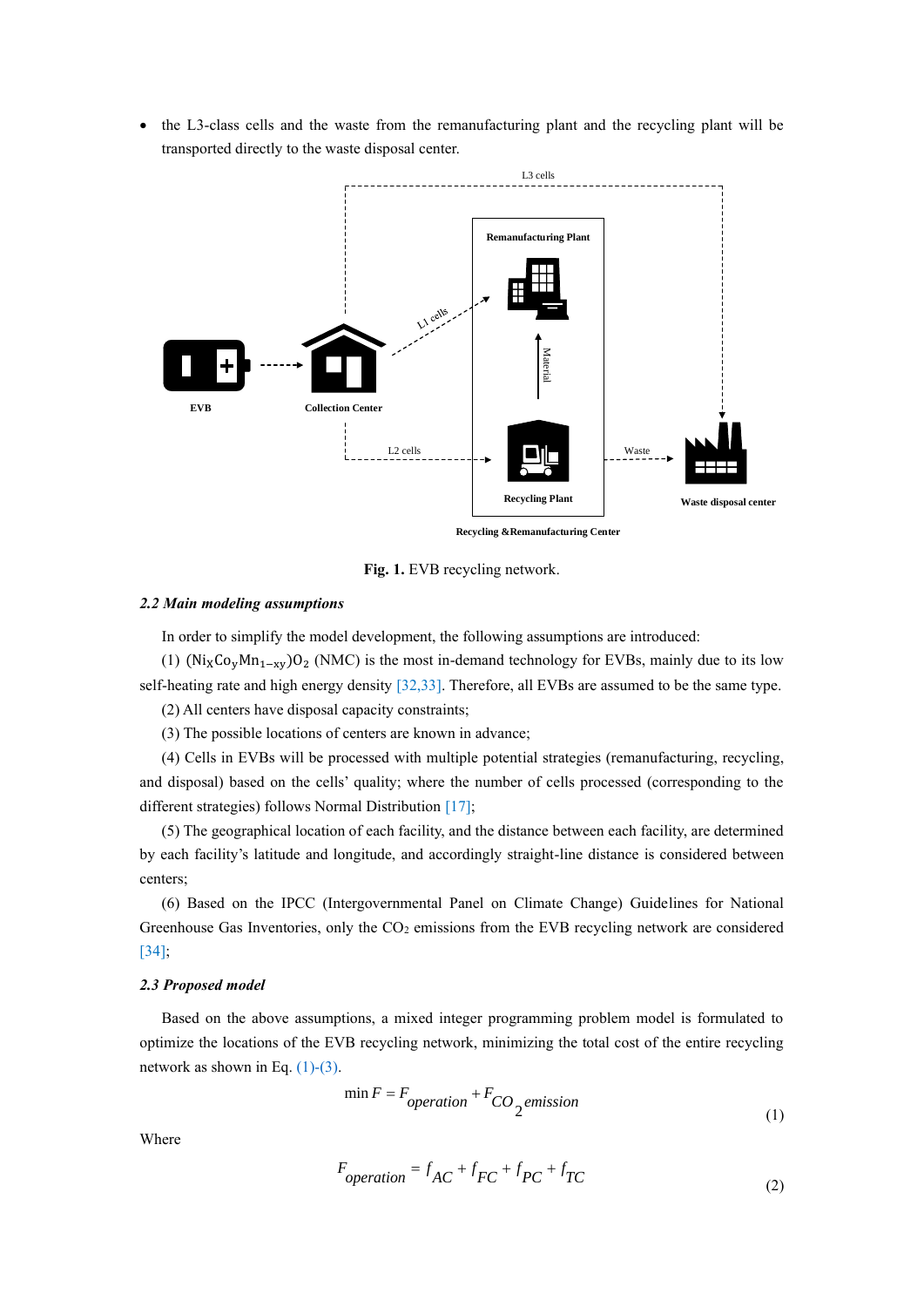- the L3-class cells and the waste from the remanufacturing plant and the recycling plant will be transported directly to the waste disposal center.

**Fig. 1.** EVB recycling network.

### *2.2 Main modeling assumptions*

In order to simplify the model development, the following assumptions are introduced:

(1) $(Ni_xCo_yMn_{1-xy})O_2$ (NMC) is the most in-demand technology for EVBs, mainly due to its low self-heating rate and high energy density [32,33]. Therefore, all EVBs are assumed to be the same type.

(2) All centers have disposal capacity constraints;

(3) The possible locations of centers are known in advance;

(4) Cells in EVBs will be processed with multiple potential strategies (remanufacturing, recycling, and disposal) based on the cells' quality; where the number of cells processed (corresponding to the different strategies) follows Normal Distribution [17];

(5) The geographical location of each facility, and the distance between each facility, are determined by each facility's latitude and longitude, and accordingly straight-line distance is considered between centers;

(6) Based on the IPCC (Intergovernmental Panel on Climate Change) Guidelines for National Greenhouse Gas Inventories, only the $CO_2$ emissions from the EVB recycling network are considered [34];

### *2.3 Proposed model*

Based on the above assumptions, a mixed integer programming problem model is formulated to optimize the locations of the EVB recycling network, minimizing the total cost of the entire recycling network as shown in Eq. (1)-(3).

$$\min F = F_{operation} + F_{CO_2 emission} \tag{1}$$

Where

$$F_{operation} = f_{AC} + f_{FC} + f_{PC} + f_{TC} \tag{2}$$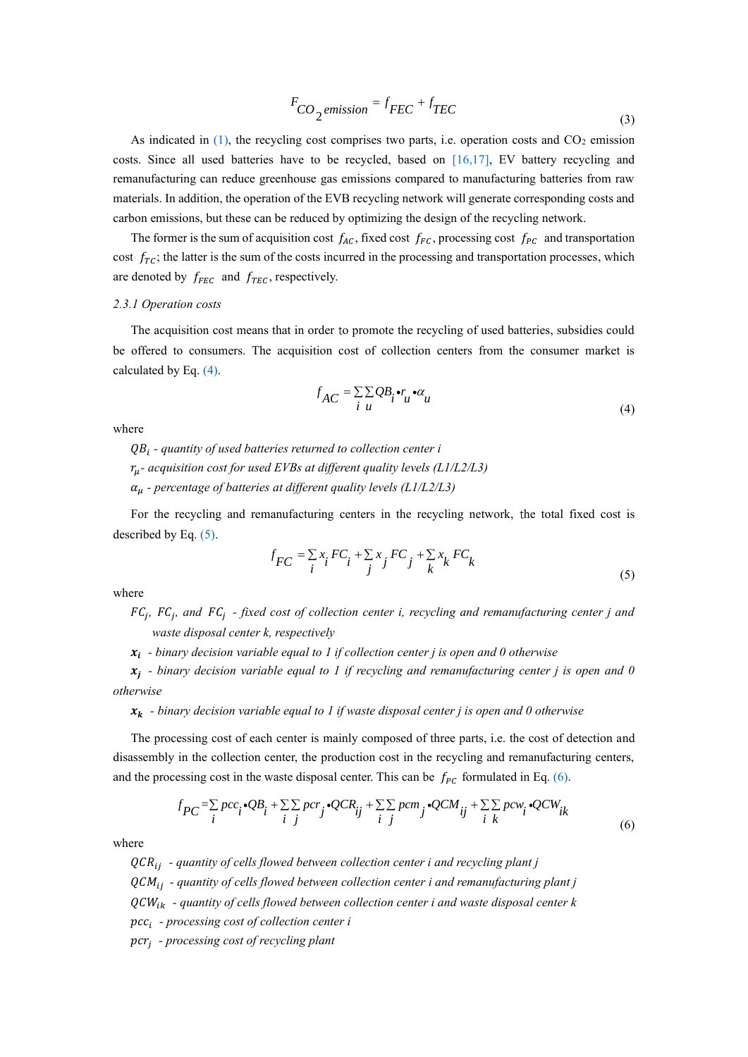$$F_{CO_2 emission} = f_{FEC} + f_{TEC} \tag{3}$$

As indicated in (1), the recycling cost comprises two parts, i.e. operation costs and $CO_2$ emission costs. Since all used batteries have to be recycled, based on [16,17], EV battery recycling and remanufacturing can reduce greenhouse gas emissions compared to manufacturing batteries from raw materials. In addition, the operation of the EVB recycling network will generate corresponding costs and carbon emissions, but these can be reduced by optimizing the design of the recycling network.

The former is the sum of acquisition cost $f_{AC}$, fixed cost $f_{FC}$, processing cost $f_{PC}$ and transportation cost $f_{TC}$; the latter is the sum of the costs incurred in the processing and transportation processes, which are denoted by $f_{FEC}$ and $f_{TEC}$, respectively.

*2.3.1 Operation costs*

The acquisition cost means that in order to promote the recycling of used batteries, subsidies could be offered to consumers. The acquisition cost of collection centers from the consumer market is calculated by Eq. (4).

$$f_{AC} = \sum_i \sum_u QB_i \cdot r_u \cdot \alpha_u \tag{4}$$

where

*$QB_i$ - quantity of used batteries returned to collection center i*

*$r_\mu$- acquisition cost for used EVBs at different quality levels (L1/L2/L3)*

*$\alpha_\mu$ - percentage of batteries at different quality levels (L1/L2/L3)*

For the recycling and remanufacturing centers in the recycling network, the total fixed cost is described by Eq. (5).

$$f_{FC} = \sum_i x_i FC_i + \sum_j x_j FC_j + \sum_k x_k FC_k \tag{5}$$

where

*$FC_j$, $FC_j$, and $FC_j$ - fixed cost of collection center i, recycling and remanufacturing center j and waste disposal center k, respectively*

*$\boldsymbol{x_i}$ - binary decision variable equal to 1 if collection center j is open and 0 otherwise*

*$\boldsymbol{x_j}$ - binary decision variable equal to 1 if recycling and remanufacturing center j is open and 0 otherwise*

*$\boldsymbol{x_k}$ - binary decision variable equal to 1 if waste disposal center j is open and 0 otherwise*

The processing cost of each center is mainly composed of three parts, i.e. the cost of detection and disassembly in the collection center, the production cost in the recycling and remanufacturing centers, and the processing cost in the waste disposal center. This can be $f_{PC}$ formulated in Eq. (6).

$$f_{PC} = \sum_i pcc_i \cdot QB_i + \sum_i \sum_j pcr_j \cdot QCR_{ij} + \sum_i \sum_j pcm_j \cdot QCM_{ij} + \sum_i \sum_k pcw_i \cdot QCW_{ik} \tag{6}$$

where

*$QCR_{ij}$ - quantity of cells flowed between collection center i and recycling plant j*

*$QCM_{ij}$ - quantity of cells flowed between collection center i and remanufacturing plant j*

*$QCW_{ik}$ - quantity of cells flowed between collection center i and waste disposal center k*

*$pcc_i$ - processing cost of collection center i*

*$pcr_j$ - processing cost of recycling plant*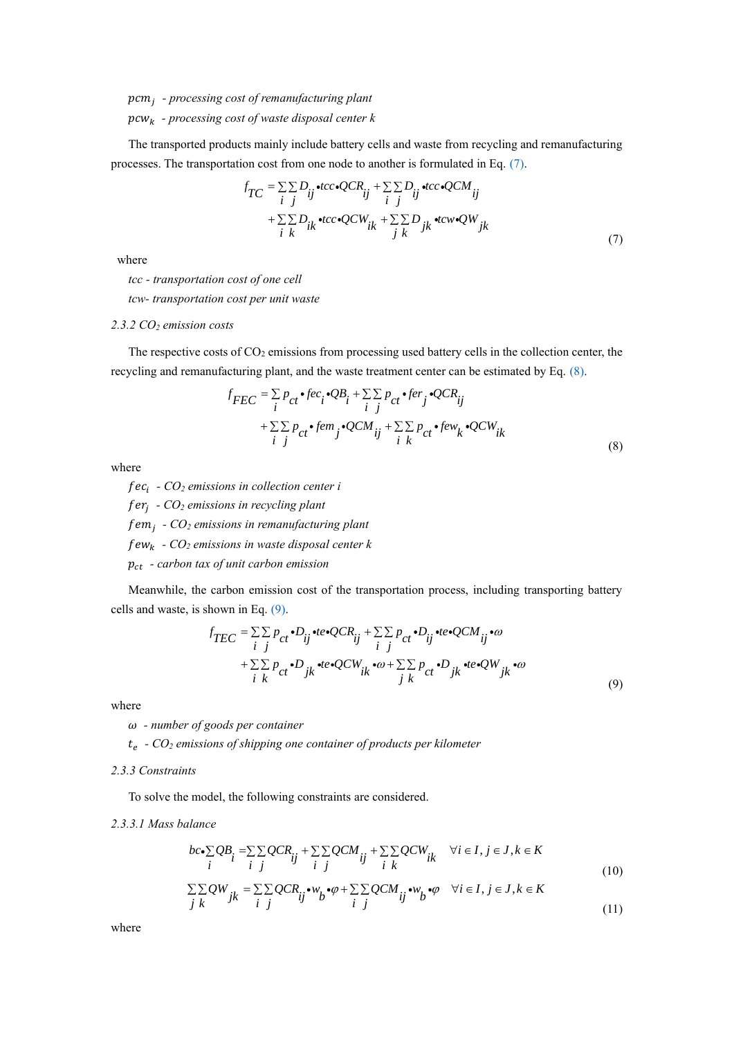$pcm_j$ - *processing cost of remanufacturing plant*

$pcw_k$ - *processing cost of waste disposal center k*

The transported products mainly include battery cells and waste from recycling and remanufacturing processes. The transportation cost from one node to another is formulated in Eq. (7).

$$f_{TC} = \sum_i \sum_j D_{ij} \cdot tcc \cdot QCR_{ij} + \sum_i \sum_j D_{ij} \cdot tcc \cdot QCM_{ij} + \sum_i \sum_k D_{ik} \cdot tcc \cdot QCW_{ik} + \sum_j \sum_k D_{jk} \cdot tcw \cdot QW_{jk} \tag{7}$$

where

*tcc - transportation cost of one cell*

*tcw- transportation cost per unit waste*

#### 2.3.2 $CO_2$ emission costs

The respective costs of $CO_2$ emissions from processing used battery cells in the collection center, the recycling and remanufacturing plant, and the waste treatment center can be estimated by Eq. (8).

$$f_{FEC} = \sum_i p_{ct} \cdot fec_i \cdot QB_i + \sum_i \sum_j p_{ct} \cdot fer_j \cdot QCR_{ij} + \sum_i \sum_j p_{ct} \cdot fem_j \cdot QCM_{ij} + \sum_i \sum_k p_{ct} \cdot few_k \cdot QCW_{ik} \tag{8}$$

where

$fec_i$ - *$CO_2$ emissions in collection center i*

$fer_j$ - *$CO_2$ emissions in recycling plant*

$fem_j$ - *$CO_2$ emissions in remanufacturing plant*

$few_k$ - *$CO_2$ emissions in waste disposal center k*

$p_{ct}$ - *carbon tax of unit carbon emission*

Meanwhile, the carbon emission cost of the transportation process, including transporting battery cells and waste, is shown in Eq. (9).

$$f_{TEC} = \sum_i \sum_j p_{ct} \cdot D_{ij} \cdot te \cdot QCR_{ij} + \sum_i \sum_j p_{ct} \cdot D_{ij} \cdot te \cdot QCM_{ij} \cdot \omega + \sum_i \sum_k p_{ct} \cdot D_{jk} \cdot te \cdot QCW_{ik} \cdot \omega + \sum_j \sum_k p_{ct} \cdot D_{jk} \cdot te \cdot QW_{jk} \cdot \omega \tag{9}$$

where

$\omega$ - *number of goods per container*

$t_e$ - *$CO_2$ emissions of shipping one container of products per kilometer*

#### 2.3.3 Constraints

To solve the model, the following constraints are considered.

##### 2.3.3.1 Mass balance

$$bc \cdot \sum_i QB_i = \sum_i \sum_j QCR_{ij} + \sum_i \sum_j QCM_{ij} + \sum_i \sum_k QCW_{ik} \quad \forall i \in I, j \in J, k \in K \tag{10}$$

$$\sum_j \sum_k QW_{jk} = \sum_i \sum_j QCR_{ij} \cdot w_b \cdot \varphi + \sum_i \sum_j QCM_{ij} \cdot w_b \cdot \varphi \quad \forall i \in I, j \in J, k \in K \tag{11}$$

where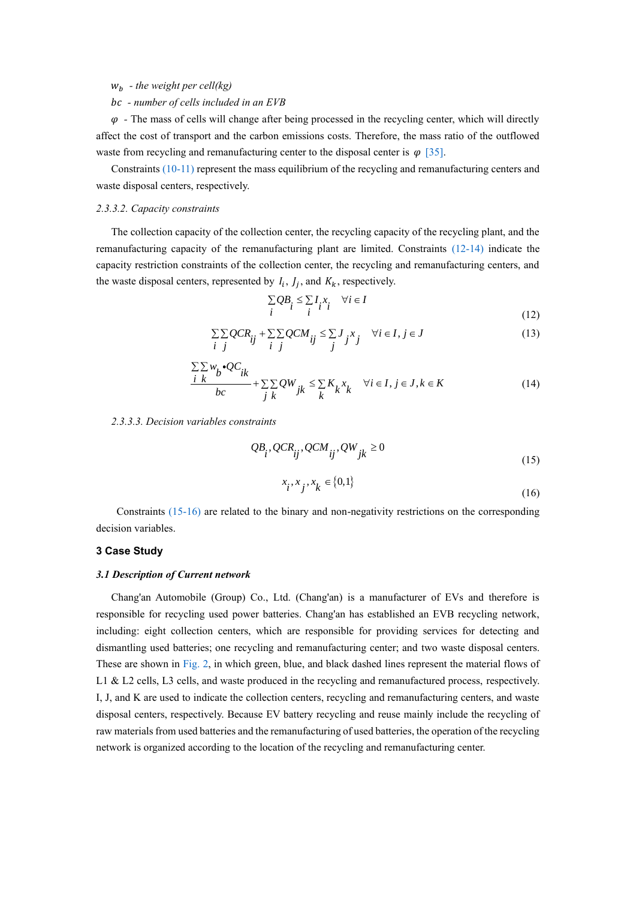$w_b$ - *the weight per cell(kg)*

$bc$ - *number of cells included in an EVB*

$\varphi$ - The mass of cells will change after being processed in the recycling center, which will directly affect the cost of transport and the carbon emissions costs. Therefore, the mass ratio of the outflowed waste from recycling and remanufacturing center to the disposal center is $\varphi$ [35].

Constraints (10-11) represent the mass equilibrium of the recycling and remanufacturing centers and waste disposal centers, respectively.

*2.3.3.2. Capacity constraints*

The collection capacity of the collection center, the recycling capacity of the recycling plant, and the remanufacturing capacity of the remanufacturing plant are limited. Constraints (12-14) indicate the capacity restriction constraints of the collection center, the recycling and remanufacturing centers, and the waste disposal centers, represented by $I_i$, $J_j$, and $K_k$, respectively.

$$\sum_i QB_i \leq \sum_i I_i x_i \quad \forall i \in I \tag{12}$$

$$\sum_i \sum_j QCR_{ij} + \sum_i \sum_j QCM_{ij} \leq \sum_j J_j x_j \quad \forall i \in I, j \in J \tag{13}$$

$$\frac{\sum_i \sum_k w_b \bullet QC_{ik}}{bc} + \sum_j \sum_k QW_{jk} \leq \sum_k K_k x_k \quad \forall i \in I, j \in J, k \in K \tag{14}$$

*2.3.3.3. Decision variables constraints*

$$QB_i, QCR_{ij}, QCM_{ij}, QW_{jk} \geq 0 \tag{15}$$

$$x_i, x_j, x_k \in \{0,1\} \tag{16}$$

Constraints (15-16) are related to the binary and non-negativity restrictions on the corresponding decision variables.

## 3 Case Study

### *3.1 Description of Current network*

Chang'an Automobile (Group) Co., Ltd. (Chang'an) is a manufacturer of EVs and therefore is responsible for recycling used power batteries. Chang'an has established an EVB recycling network, including: eight collection centers, which are responsible for providing services for detecting and dismantling used batteries; one recycling and remanufacturing center; and two waste disposal centers. These are shown in Fig. 2, in which green, blue, and black dashed lines represent the material flows of L1 & L2 cells, L3 cells, and waste produced in the recycling and remanufactured process, respectively. I, J, and K are used to indicate the collection centers, recycling and remanufacturing centers, and waste disposal centers, respectively. Because EV battery recycling and reuse mainly include the recycling of raw materials from used batteries and the remanufacturing of used batteries, the operation of the recycling network is organized according to the location of the recycling and remanufacturing center.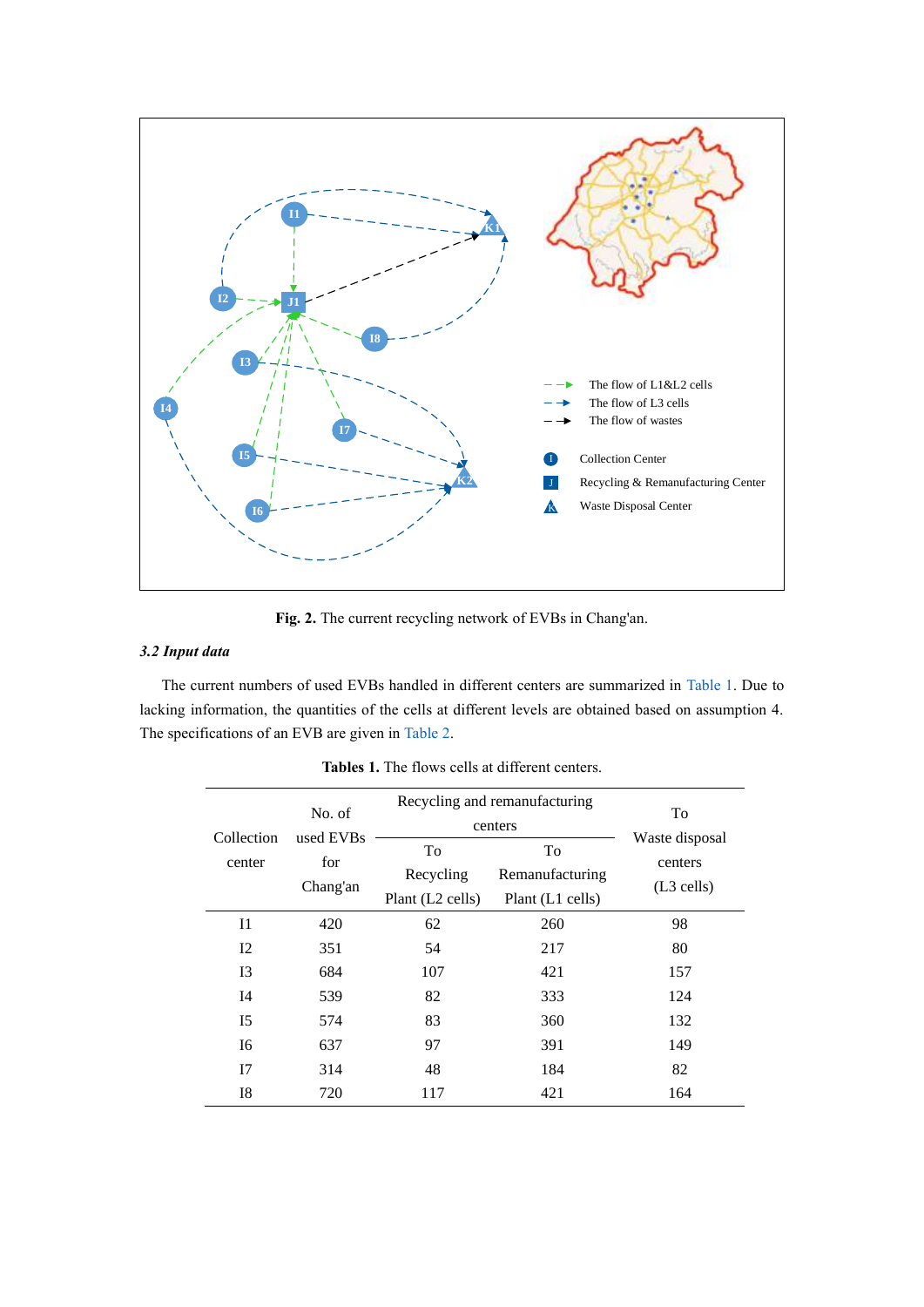Fig. 2. The current recycling network of EVBs in Chang'an.

### *3.2 Input data*

The current numbers of used EVBs handled in different centers are summarized in Table 1. Due to lacking information, the quantities of the cells at different levels are obtained based on assumption 4. The specifications of an EVB are given in Table 2.

**Tables 1.** The flows cells at different centers.

| Collection center | No. of used EVBs for Chang'an | Recycling and remanufacturing centers | | To Waste disposal centers (L3 cells) |
|---|---|---|---|---|
| | | To Recycling Plant (L2 cells) | To Remanufacturing Plant (L1 cells) | |
| I1 | 420 | 62 | 260 | 98 |
| I2 | 351 | 54 | 217 | 80 |
| I3 | 684 | 107 | 421 | 157 |
| I4 | 539 | 82 | 333 | 124 |
| I5 | 574 | 83 | 360 | 132 |
| I6 | 637 | 97 | 391 | 149 |
| I7 | 314 | 48 | 184 | 82 |
| I8 | 720 | 117 | 421 | 164 |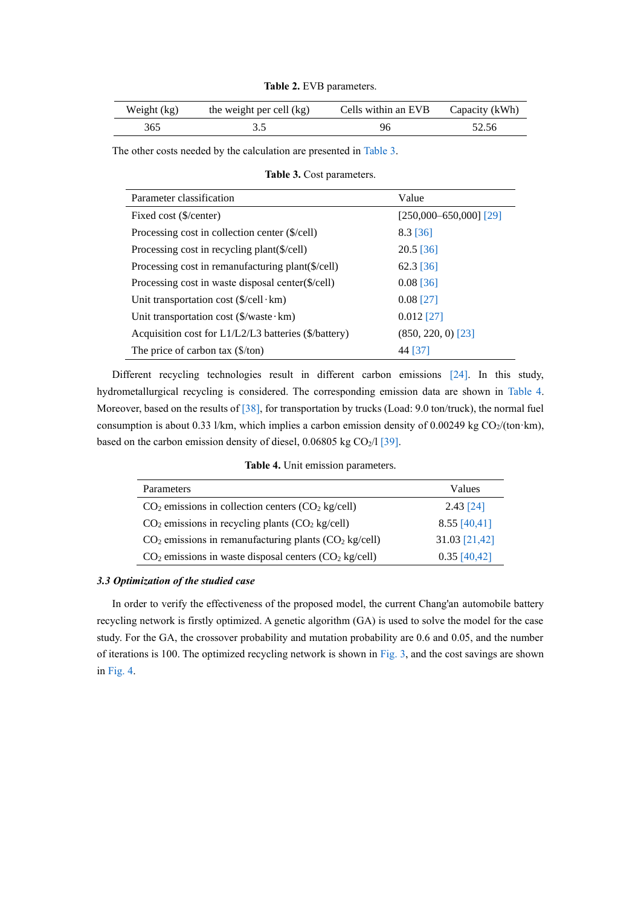**Table 2.** EVB parameters.

| Weight (kg) | the weight per cell (kg) | Cells within an EVB | Capacity (kWh) |
|---|---|---|---|
| 365 | 3.5 | 96 | 52.56 |

The other costs needed by the calculation are presented in Table 3.

**Table 3.** Cost parameters.

| Parameter classification | Value |
|---|---|
| Fixed cost ($/center) | [250,000–650,000] [29] |
| Processing cost in collection center ($/cell) | 8.3 [36] |
| Processing cost in recycling plant($/cell) | 20.5 [36] |
| Processing cost in remanufacturing plant($/cell) | 62.3 [36] |
| Processing cost in waste disposal center($/cell) | 0.08 [36] |
| Unit transportation cost ($/cell·km) | 0.08 [27] |
| Unit transportation cost ($/waste·km) | 0.012 [27] |
| Acquisition cost for L1/L2/L3 batteries ($/battery) | (850, 220, 0) [23] |
| The price of carbon tax ($/ton) | 44 [37] |

Different recycling technologies result in different carbon emissions [24]. In this study, hydrometallurgical recycling is considered. The corresponding emission data are shown in Table 4. Moreover, based on the results of [38], for transportation by trucks (Load: 9.0 ton/truck), the normal fuel consumption is about 0.33 l/km, which implies a carbon emission density of 0.00249 kg $CO_2$/(ton·km), based on the carbon emission density of diesel, 0.06805 kg $CO_2$/l [39].

**Table 4.** Unit emission parameters.

| Parameters | Values |
|---|---|
| $CO_2$ emissions in collection centers ($CO_2$ kg/cell) | 2.43 [24] |
| $CO_2$ emissions in recycling plants ($CO_2$ kg/cell) | 8.55 [40,41] |
| $CO_2$ emissions in remanufacturing plants ($CO_2$ kg/cell) | 31.03 [21,42] |
| $CO_2$ emissions in waste disposal centers ($CO_2$ kg/cell) | 0.35 [40,42] |

### *3.3 Optimization of the studied case*

In order to verify the effectiveness of the proposed model, the current Chang'an automobile battery recycling network is firstly optimized. A genetic algorithm (GA) is used to solve the model for the case study. For the GA, the crossover probability and mutation probability are 0.6 and 0.05, and the number of iterations is 100. The optimized recycling network is shown in Fig. 3, and the cost savings are shown in Fig. 4.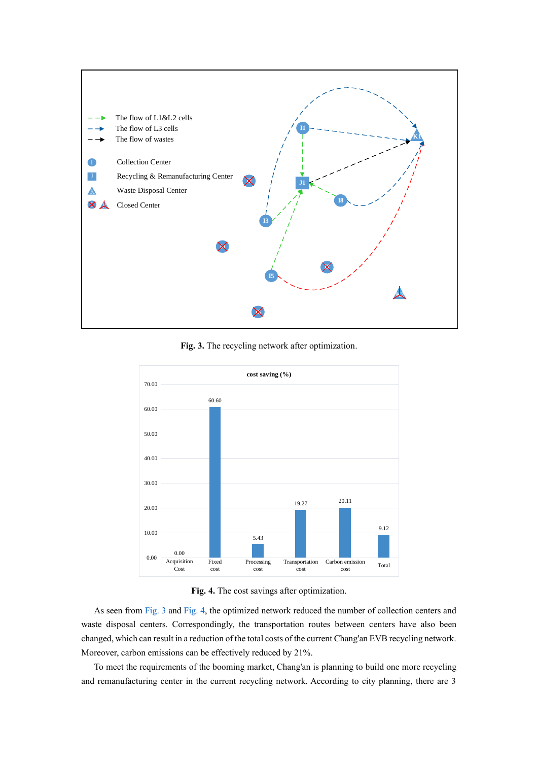**Fig. 3.** The recycling network after optimization.

**Fig. 4.** The cost savings after optimization.

As seen from Fig. 3 and Fig. 4, the optimized network reduced the number of collection centers and waste disposal centers. Correspondingly, the transportation routes between centers have also been changed, which can result in a reduction of the total costs of the current Chang'an EVB recycling network. Moreover, carbon emissions can be effectively reduced by 21%.

To meet the requirements of the booming market, Chang'an is planning to build one more recycling and remanufacturing center in the current recycling network. According to city planning, there are 3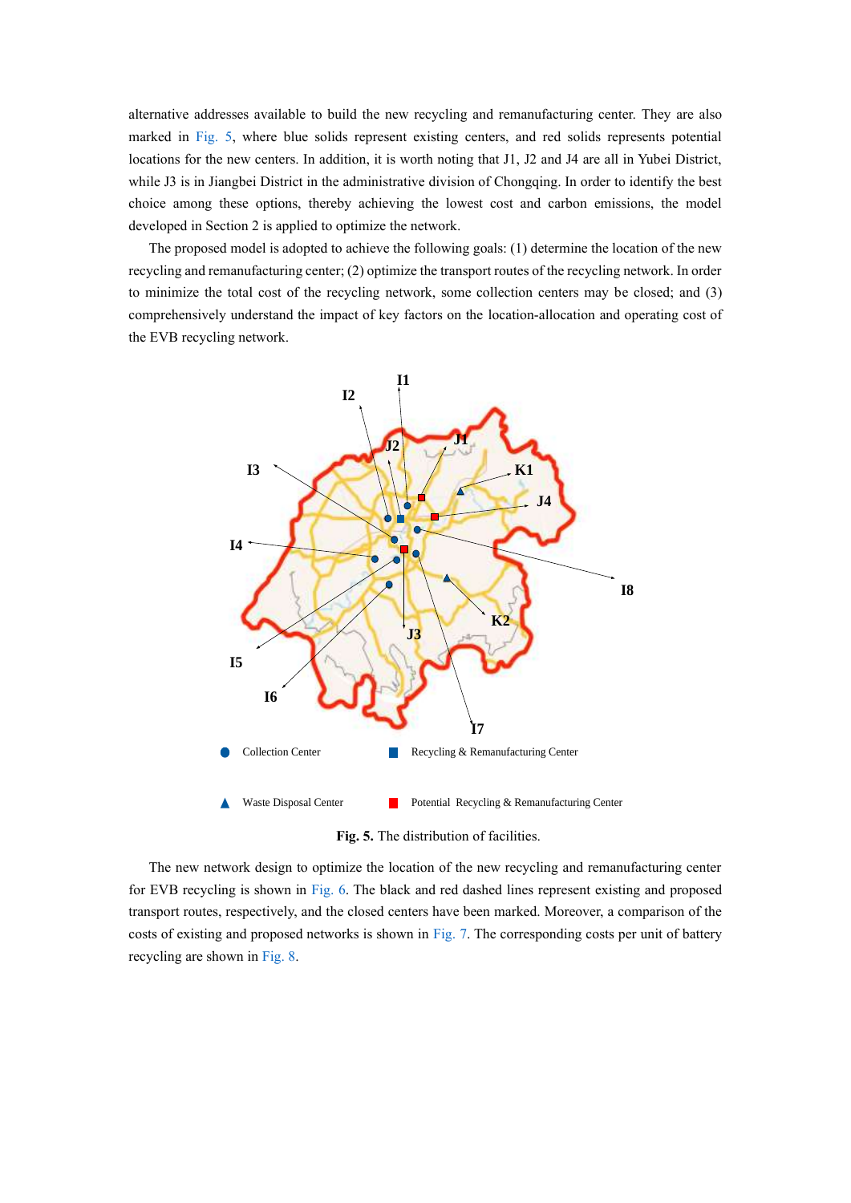alternative addresses available to build the new recycling and remanufacturing center. They are also marked in Fig. 5, where blue solids represent existing centers, and red solids represents potential locations for the new centers. In addition, it is worth noting that J1, J2 and J4 are all in Yubei District, while J3 is in Jiangbei District in the administrative division of Chongqing. In order to identify the best choice among these options, thereby achieving the lowest cost and carbon emissions, the model developed in Section 2 is applied to optimize the network.

The proposed model is adopted to achieve the following goals: (1) determine the location of the new recycling and remanufacturing center; (2) optimize the transport routes of the recycling network. In order to minimize the total cost of the recycling network, some collection centers may be closed; and (3) comprehensively understand the impact of key factors on the location-allocation and operating cost of the EVB recycling network.

**Fig. 5.** The distribution of facilities.

The new network design to optimize the location of the new recycling and remanufacturing center for EVB recycling is shown in Fig. 6. The black and red dashed lines represent existing and proposed transport routes, respectively, and the closed centers have been marked. Moreover, a comparison of the costs of existing and proposed networks is shown in Fig. 7. The corresponding costs per unit of battery recycling are shown in Fig. 8.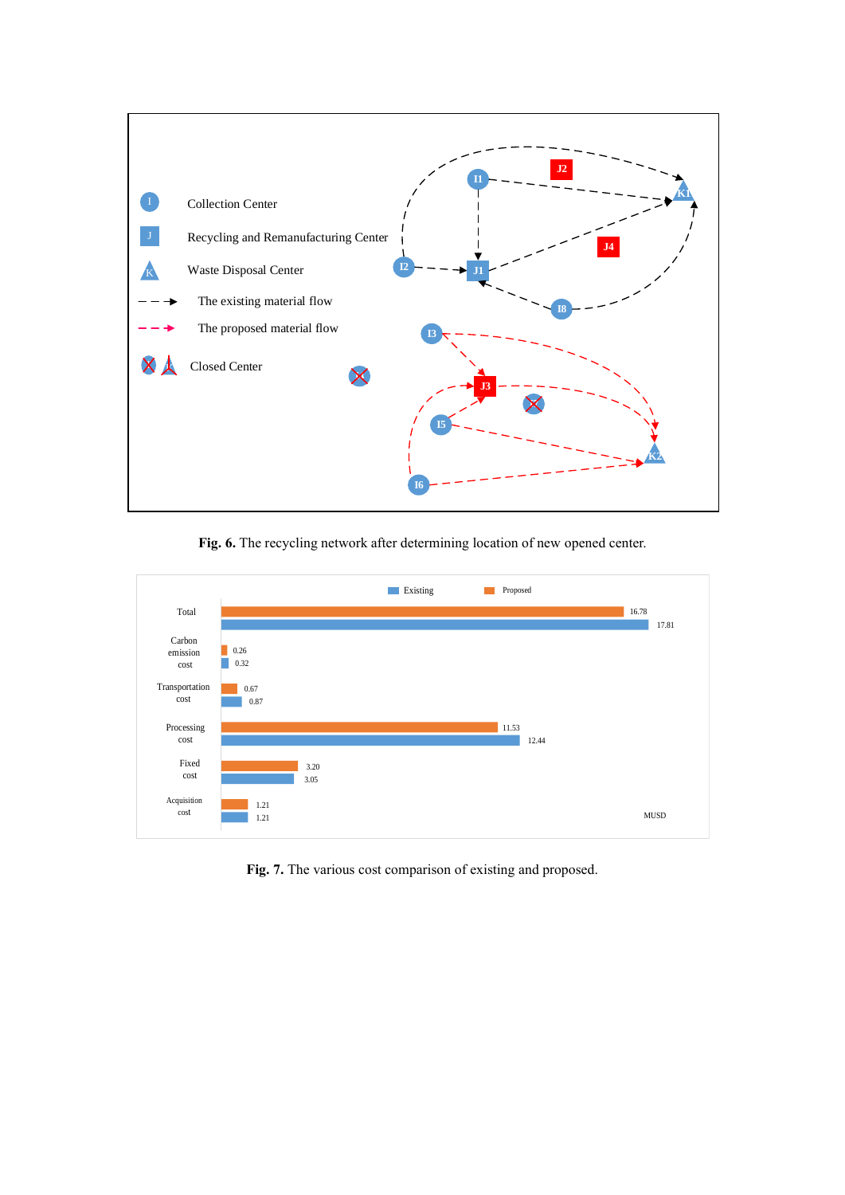**Fig. 6.** The recycling network after determining location of new opened center.

**Fig. 7.** The various cost comparison of existing and proposed.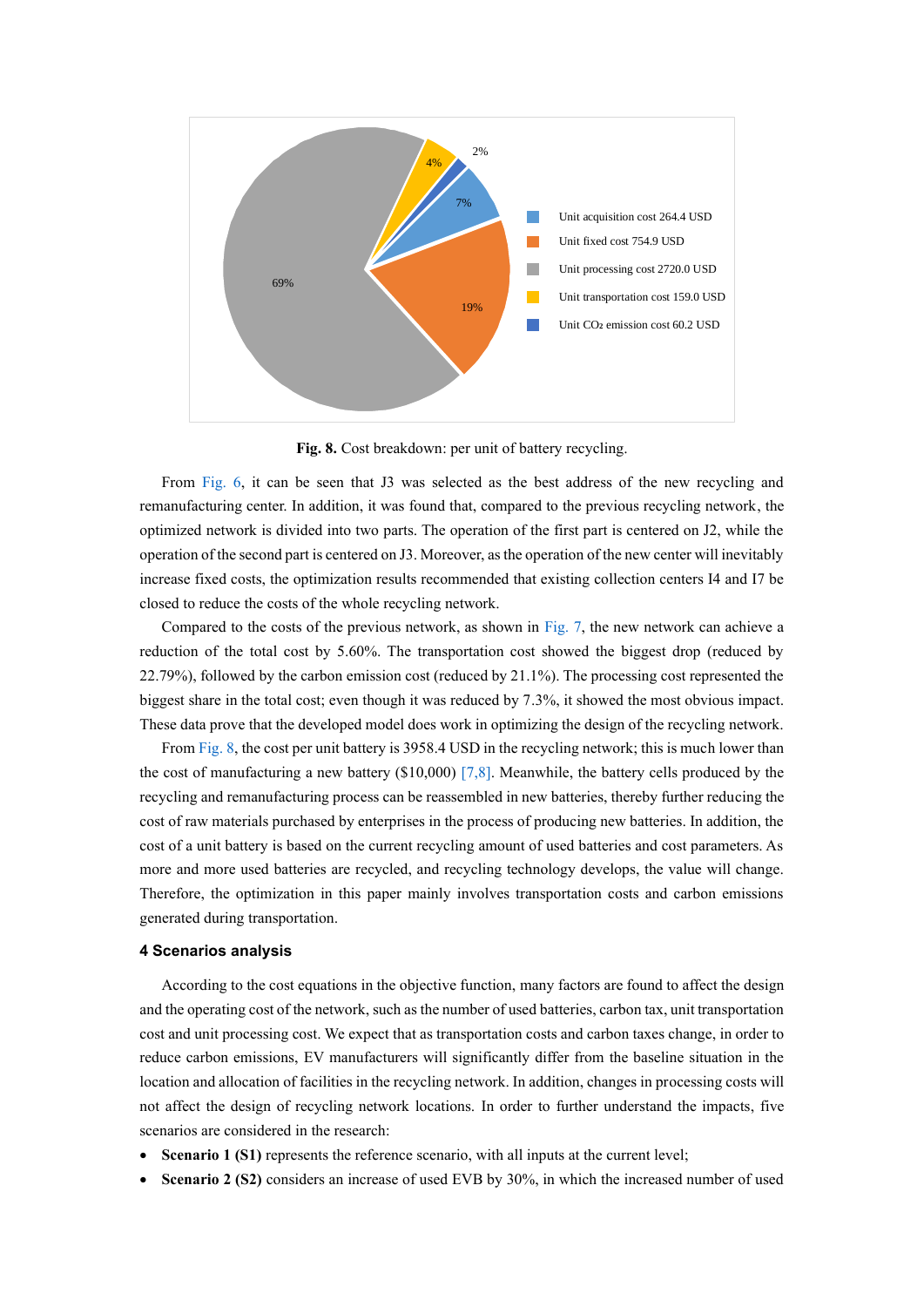**Fig. 8.** Cost breakdown: per unit of battery recycling.

From Fig. 6, it can be seen that J3 was selected as the best address of the new recycling and remanufacturing center. In addition, it was found that, compared to the previous recycling network, the optimized network is divided into two parts. The operation of the first part is centered on J2, while the operation of the second part is centered on J3. Moreover, as the operation of the new center will inevitably increase fixed costs, the optimization results recommended that existing collection centers I4 and I7 be closed to reduce the costs of the whole recycling network.

Compared to the costs of the previous network, as shown in Fig. 7, the new network can achieve a reduction of the total cost by 5.60%. The transportation cost showed the biggest drop (reduced by 22.79%), followed by the carbon emission cost (reduced by 21.1%). The processing cost represented the biggest share in the total cost; even though it was reduced by 7.3%, it showed the most obvious impact. These data prove that the developed model does work in optimizing the design of the recycling network.

From Fig. 8, the cost per unit battery is 3958.4 USD in the recycling network; this is much lower than the cost of manufacturing a new battery ($10,000) [7,8]. Meanwhile, the battery cells produced by the recycling and remanufacturing process can be reassembled in new batteries, thereby further reducing the cost of raw materials purchased by enterprises in the process of producing new batteries. In addition, the cost of a unit battery is based on the current recycling amount of used batteries and cost parameters. As more and more used batteries are recycled, and recycling technology develops, the value will change. Therefore, the optimization in this paper mainly involves transportation costs and carbon emissions generated during transportation.

## 4 Scenarios analysis

According to the cost equations in the objective function, many factors are found to affect the design and the operating cost of the network, such as the number of used batteries, carbon tax, unit transportation cost and unit processing cost. We expect that as transportation costs and carbon taxes change, in order to reduce carbon emissions, EV manufacturers will significantly differ from the baseline situation in the location and allocation of facilities in the recycling network. In addition, changes in processing costs will not affect the design of recycling network locations. In order to further understand the impacts, five scenarios are considered in the research:

- **Scenario 1 (S1)** represents the reference scenario, with all inputs at the current level;
- **Scenario 2 (S2)** considers an increase of used EVB by 30%, in which the increased number of used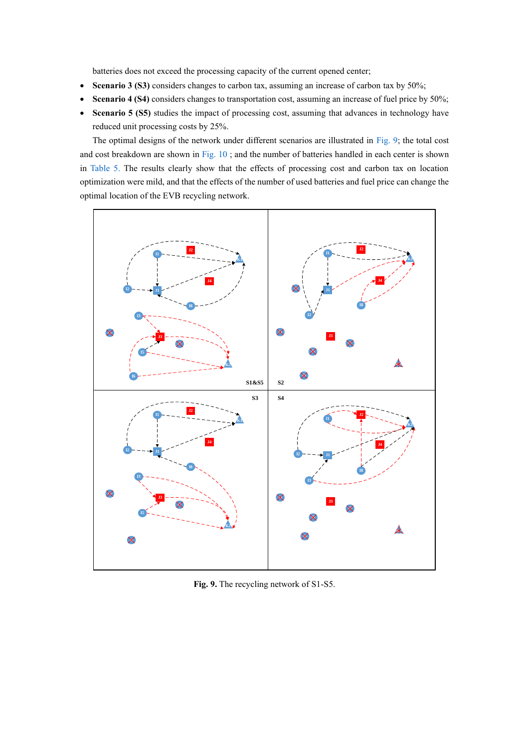batteries does not exceed the processing capacity of the current opened center;

- **Scenario 3 (S3)** considers changes to carbon tax, assuming an increase of carbon tax by 50%;
- **Scenario 4 (S4)** considers changes to transportation cost, assuming an increase of fuel price by 50%;
- **Scenario 5 (S5)** studies the impact of processing cost, assuming that advances in technology have reduced unit processing costs by 25%.

The optimal designs of the network under different scenarios are illustrated in Fig. 9; the total cost and cost breakdown are shown in Fig. 10 ; and the number of batteries handled in each center is shown in Table 5. The results clearly show that the effects of processing cost and carbon tax on location optimization were mild, and that the effects of the number of used batteries and fuel price can change the optimal location of the EVB recycling network.

**Fig. 9.** The recycling network of S1-S5.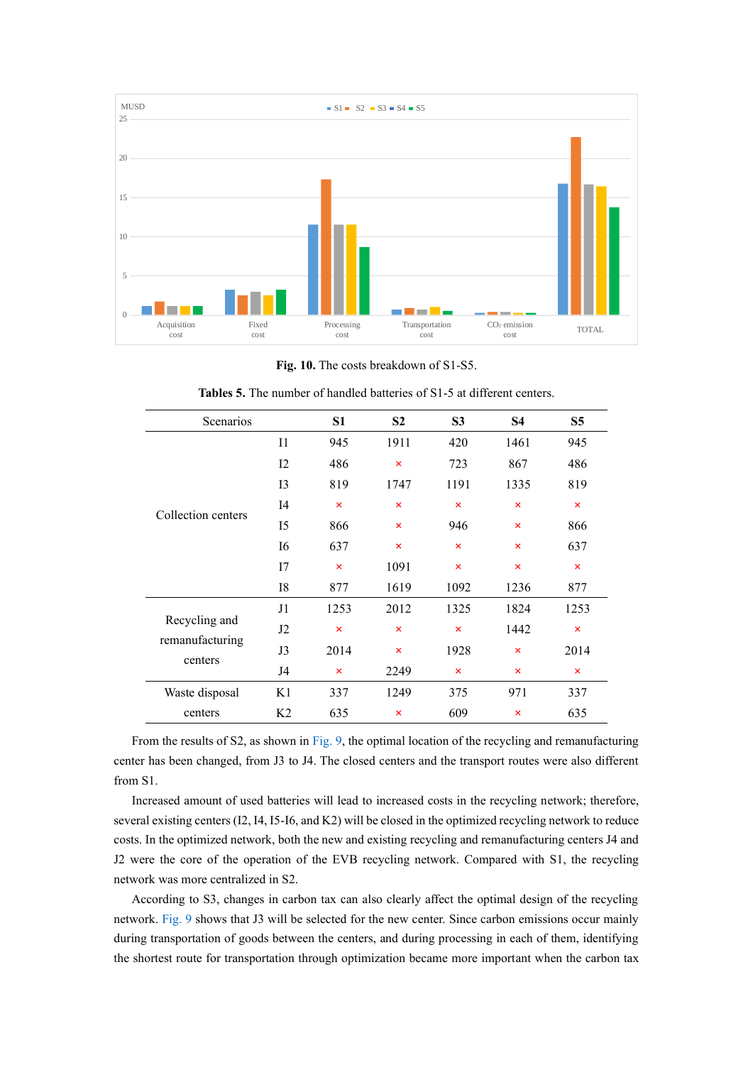Fig. 10. The costs breakdown of S1-S5.

**Tables 5.** The number of handled batteries of S1-5 at different centers.

| Scenarios | | S1 | S2 | S3 | S4 | S5 |
|---|---|---|---|---|---|---|
| Collection centers | I1 | 945 | 1911 | 420 | 1461 | 945 |
| | I2 | 486 | × | 723 | 867 | 486 |
| | I3 | 819 | 1747 | 1191 | 1335 | 819 |
| | I4 | × | × | × | × | × |
| | I5 | 866 | × | 946 | × | 866 |
| | I6 | 637 | × | × | × | 637 |
| | I7 | × | 1091 | × | × | × |
| | I8 | 877 | 1619 | 1092 | 1236 | 877 |
| Recycling and remanufacturing centers | J1 | 1253 | 2012 | 1325 | 1824 | 1253 |
| | J2 | × | × | × | 1442 | × |
| | J3 | 2014 | × | 1928 | × | 2014 |
| | J4 | × | 2249 | × | × | × |
| Waste disposal centers | K1 | 337 | 1249 | 375 | 971 | 337 |
| | K2 | 635 | × | 609 | × | 635 |

From the results of S2, as shown in Fig. 9, the optimal location of the recycling and remanufacturing center has been changed, from J3 to J4. The closed centers and the transport routes were also different from S1.

Increased amount of used batteries will lead to increased costs in the recycling network; therefore, several existing centers (I2, I4, I5-I6, and K2) will be closed in the optimized recycling network to reduce costs. In the optimized network, both the new and existing recycling and remanufacturing centers J4 and J2 were the core of the operation of the EVB recycling network. Compared with S1, the recycling network was more centralized in S2.

According to S3, changes in carbon tax can also clearly affect the optimal design of the recycling network. Fig. 9 shows that J3 will be selected for the new center. Since carbon emissions occur mainly during transportation of goods between the centers, and during processing in each of them, identifying the shortest route for transportation through optimization became more important when the carbon tax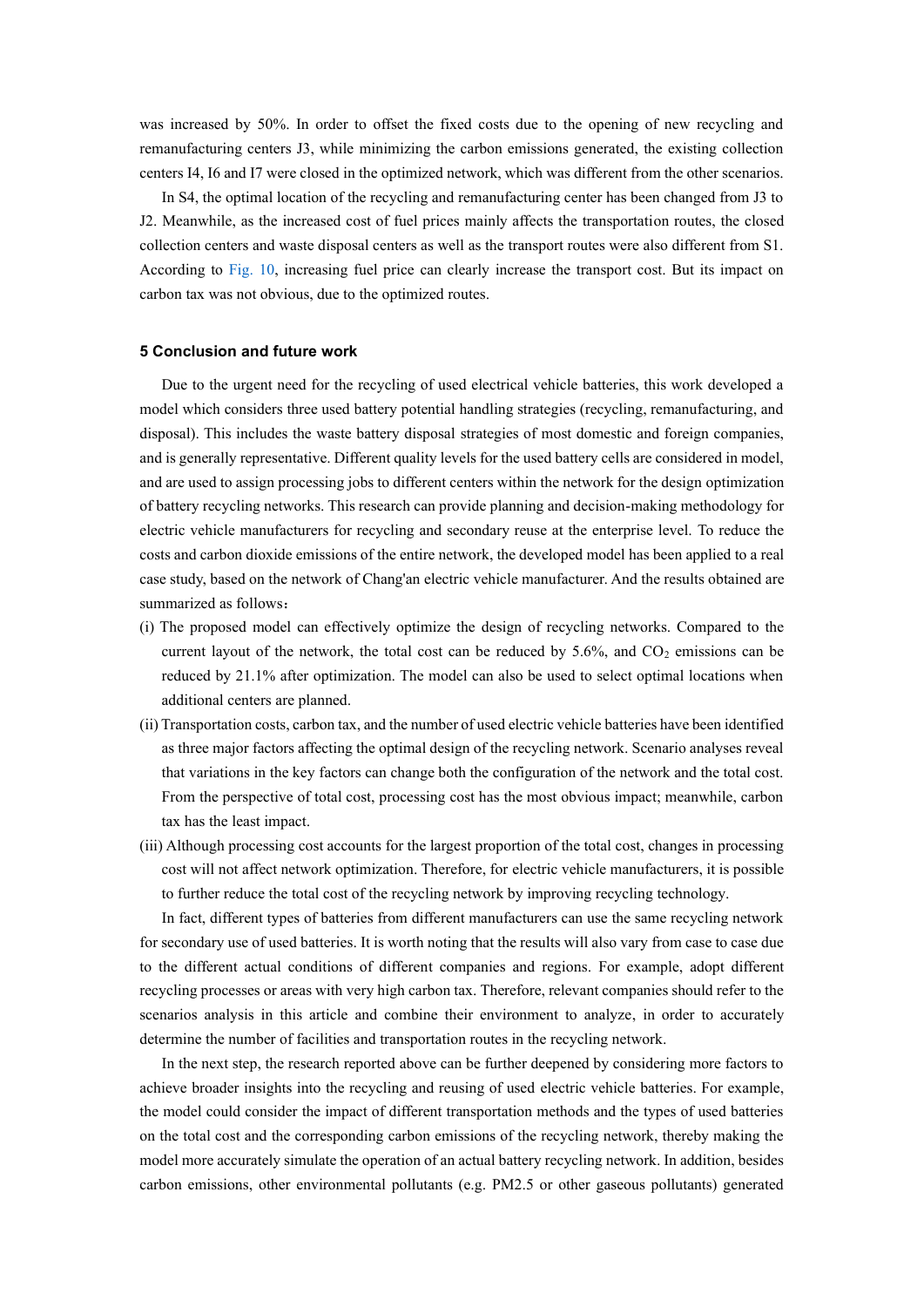was increased by 50%. In order to offset the fixed costs due to the opening of new recycling and remanufacturing centers J3, while minimizing the carbon emissions generated, the existing collection centers I4, I6 and I7 were closed in the optimized network, which was different from the other scenarios.

In S4, the optimal location of the recycling and remanufacturing center has been changed from J3 to J2. Meanwhile, as the increased cost of fuel prices mainly affects the transportation routes, the closed collection centers and waste disposal centers as well as the transport routes were also different from S1. According to Fig. 10, increasing fuel price can clearly increase the transport cost. But its impact on carbon tax was not obvious, due to the optimized routes.

## 5 Conclusion and future work

Due to the urgent need for the recycling of used electrical vehicle batteries, this work developed a model which considers three used battery potential handling strategies (recycling, remanufacturing, and disposal). This includes the waste battery disposal strategies of most domestic and foreign companies, and is generally representative. Different quality levels for the used battery cells are considered in model, and are used to assign processing jobs to different centers within the network for the design optimization of battery recycling networks. This research can provide planning and decision-making methodology for electric vehicle manufacturers for recycling and secondary reuse at the enterprise level. To reduce the costs and carbon dioxide emissions of the entire network, the developed model has been applied to a real case study, based on the network of Chang'an electric vehicle manufacturer. And the results obtained are summarized as follows：

(i) The proposed model can effectively optimize the design of recycling networks. Compared to the current layout of the network, the total cost can be reduced by 5.6%, and $CO_2$ emissions can be reduced by 21.1% after optimization. The model can also be used to select optimal locations when additional centers are planned.

(ii) Transportation costs, carbon tax, and the number of used electric vehicle batteries have been identified as three major factors affecting the optimal design of the recycling network. Scenario analyses reveal that variations in the key factors can change both the configuration of the network and the total cost. From the perspective of total cost, processing cost has the most obvious impact; meanwhile, carbon tax has the least impact.

(iii) Although processing cost accounts for the largest proportion of the total cost, changes in processing cost will not affect network optimization. Therefore, for electric vehicle manufacturers, it is possible to further reduce the total cost of the recycling network by improving recycling technology.

In fact, different types of batteries from different manufacturers can use the same recycling network for secondary use of used batteries. It is worth noting that the results will also vary from case to case due to the different actual conditions of different companies and regions. For example, adopt different recycling processes or areas with very high carbon tax. Therefore, relevant companies should refer to the scenarios analysis in this article and combine their environment to analyze, in order to accurately determine the number of facilities and transportation routes in the recycling network.

In the next step, the research reported above can be further deepened by considering more factors to achieve broader insights into the recycling and reusing of used electric vehicle batteries. For example, the model could consider the impact of different transportation methods and the types of used batteries on the total cost and the corresponding carbon emissions of the recycling network, thereby making the model more accurately simulate the operation of an actual battery recycling network. In addition, besides carbon emissions, other environmental pollutants (e.g. PM2.5 or other gaseous pollutants) generated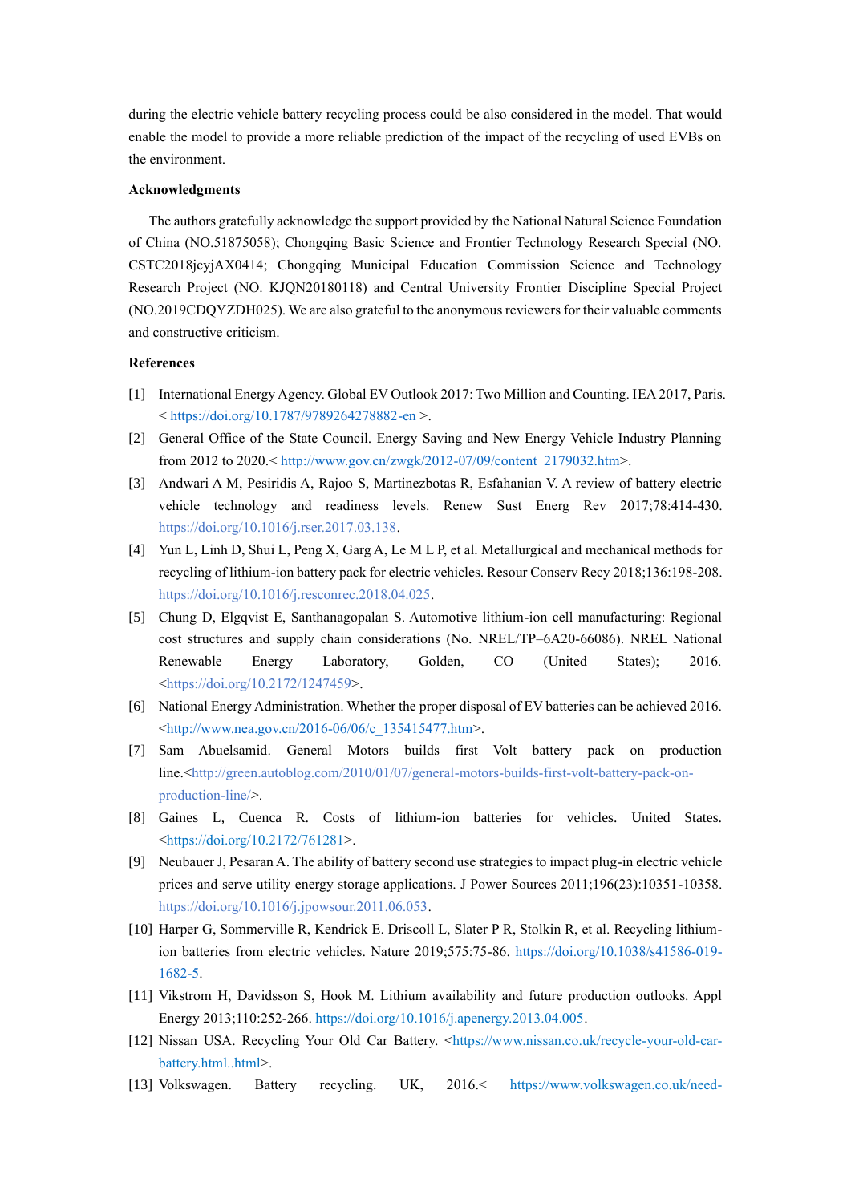during the electric vehicle battery recycling process could be also considered in the model. That would enable the model to provide a more reliable prediction of the impact of the recycling of used EVBs on the environment.

**Acknowledgments**

The authors gratefully acknowledge the support provided by the National Natural Science Foundation of China (NO.51875058); Chongqing Basic Science and Frontier Technology Research Special (NO. CSTC2018jcyjAX0414; Chongqing Municipal Education Commission Science and Technology Research Project (NO. KJQN20180118) and Central University Frontier Discipline Special Project (NO.2019CDQYZDH025). We are also grateful to the anonymous reviewers for their valuable comments and constructive criticism.

**References**

[1] International Energy Agency. Global EV Outlook 2017: Two Million and Counting. IEA 2017, Paris. < https://doi.org/10.1787/9789264278882-en >.

[2] General Office of the State Council. Energy Saving and New Energy Vehicle Industry Planning from 2012 to 2020.< http://www.gov.cn/zwgk/2012-07/09/content_2179032.htm>.

[3] Andwari A M, Pesiridis A, Rajoo S, Martinezbotas R, Esfahanian V. A review of battery electric vehicle technology and readiness levels. Renew Sust Energ Rev 2017;78:414-430. https://doi.org/10.1016/j.rser.2017.03.138.

[4] Yun L, Linh D, Shui L, Peng X, Garg A, Le M L P, et al. Metallurgical and mechanical methods for recycling of lithium-ion battery pack for electric vehicles. Resour Conserv Recy 2018;136:198-208. https://doi.org/10.1016/j.resconrec.2018.04.025.

[5] Chung D, Elgqvist E, Santhanagopalan S. Automotive lithium-ion cell manufacturing: Regional cost structures and supply chain considerations (No. NREL/TP–6A20-66086). NREL National Renewable Energy Laboratory, Golden, CO (United States); 2016. <https://doi.org/10.2172/1247459>.

[6] National Energy Administration. Whether the proper disposal of EV batteries can be achieved 2016. <http://www.nea.gov.cn/2016-06/06/c_135415477.htm>.

[7] Sam Abuelsamid. General Motors builds first Volt battery pack on production line.<http://green.autoblog.com/2010/01/07/general-motors-builds-first-volt-battery-pack-on-production-line/>.

[8] Gaines L, Cuenca R. Costs of lithium-ion batteries for vehicles. United States. <https://doi.org/10.2172/761281>.

[9] Neubauer J, Pesaran A. The ability of battery second use strategies to impact plug-in electric vehicle prices and serve utility energy storage applications. J Power Sources 2011;196(23):10351-10358. https://doi.org/10.1016/j.jpowsour.2011.06.053.

[10] Harper G, Sommerville R, Kendrick E. Driscoll L, Slater P R, Stolkin R, et al. Recycling lithium-ion batteries from electric vehicles. Nature 2019;575:75-86. https://doi.org/10.1038/s41586-019-1682-5.

[11] Vikstrom H, Davidsson S, Hook M. Lithium availability and future production outlooks. Appl Energy 2013;110:252-266. https://doi.org/10.1016/j.apenergy.2013.04.005.

[12] Nissan USA. Recycling Your Old Car Battery. <https://www.nissan.co.uk/recycle-your-old-car-battery.html..html>.

[13] Volkswagen. Battery recycling. UK, 2016.< https://www.volkswagen.co.uk/need-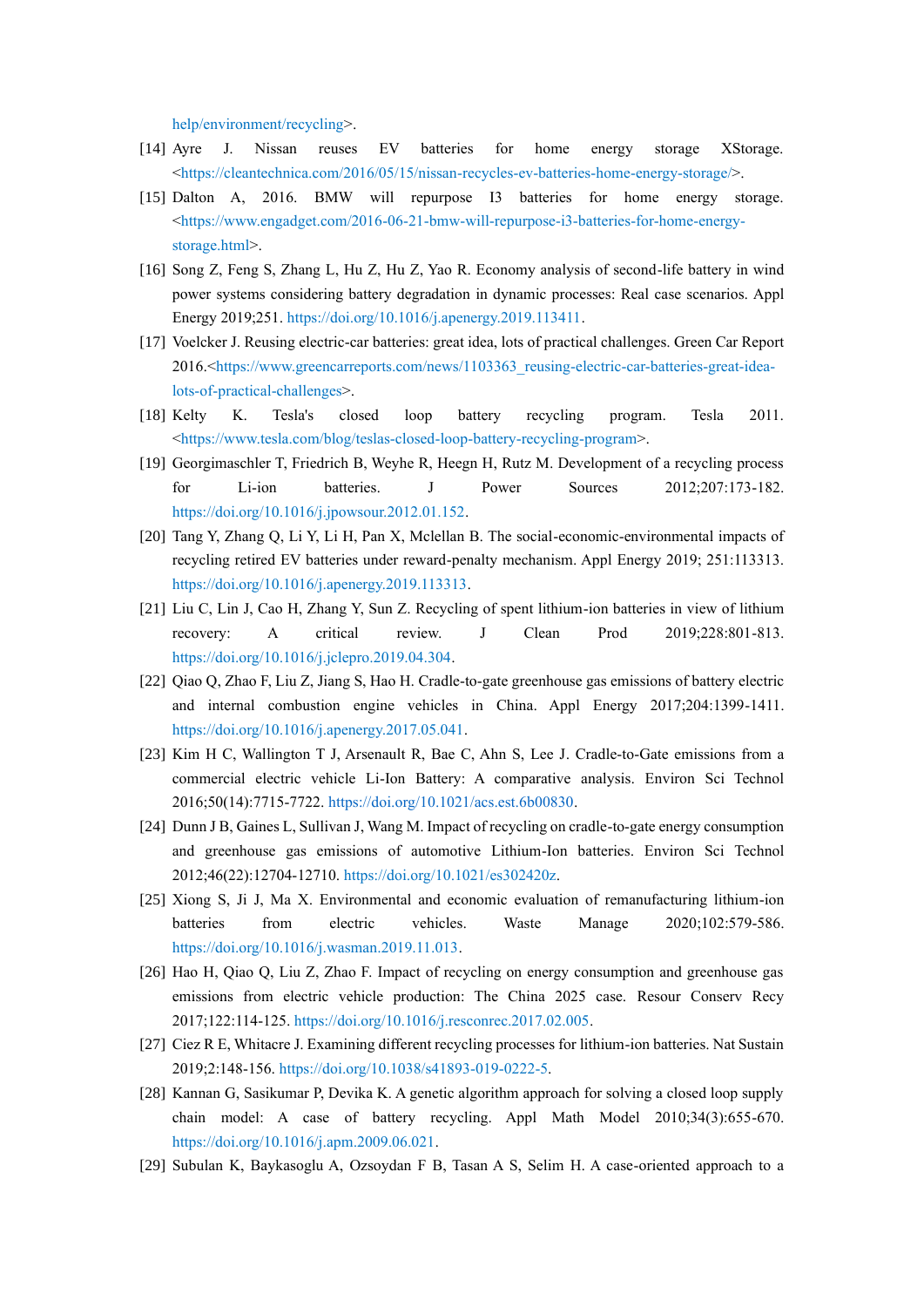help/environment/recycling>.

[14] Ayre J. Nissan reuses EV batteries for home energy storage XStorage. <https://cleantechnica.com/2016/05/15/nissan-recycles-ev-batteries-home-energy-storage/>.

[15] Dalton A, 2016. BMW will repurpose I3 batteries for home energy storage. <https://www.engadget.com/2016-06-21-bmw-will-repurpose-i3-batteries-for-home-energy-storage.html>.

[16] Song Z, Feng S, Zhang L, Hu Z, Hu Z, Yao R. Economy analysis of second-life battery in wind power systems considering battery degradation in dynamic processes: Real case scenarios. Appl Energy 2019;251. https://doi.org/10.1016/j.apenergy.2019.113411.

[17] Voelcker J. Reusing electric-car batteries: great idea, lots of practical challenges. Green Car Report 2016.<https://www.greencarreports.com/news/1103363_reusing-electric-car-batteries-great-idea-lots-of-practical-challenges>.

[18] Kelty K. Tesla's closed loop battery recycling program. Tesla 2011. <https://www.tesla.com/blog/teslas-closed-loop-battery-recycling-program>.

[19] Georgimaschler T, Friedrich B, Weyhe R, Heegn H, Rutz M. Development of a recycling process for Li-ion batteries. J Power Sources 2012;207:173-182. https://doi.org/10.1016/j.jpowsour.2012.01.152.

[20] Tang Y, Zhang Q, Li Y, Li H, Pan X, Mclellan B. The social-economic-environmental impacts of recycling retired EV batteries under reward-penalty mechanism. Appl Energy 2019; 251:113313. https://doi.org/10.1016/j.apenergy.2019.113313.

[21] Liu C, Lin J, Cao H, Zhang Y, Sun Z. Recycling of spent lithium-ion batteries in view of lithium recovery: A critical review. J Clean Prod 2019;228:801-813. https://doi.org/10.1016/j.jclepro.2019.04.304.

[22] Qiao Q, Zhao F, Liu Z, Jiang S, Hao H. Cradle-to-gate greenhouse gas emissions of battery electric and internal combustion engine vehicles in China. Appl Energy 2017;204:1399-1411. https://doi.org/10.1016/j.apenergy.2017.05.041.

[23] Kim H C, Wallington T J, Arsenault R, Bae C, Ahn S, Lee J. Cradle-to-Gate emissions from a commercial electric vehicle Li-Ion Battery: A comparative analysis. Environ Sci Technol 2016;50(14):7715-7722. https://doi.org/10.1021/acs.est.6b00830.

[24] Dunn J B, Gaines L, Sullivan J, Wang M. Impact of recycling on cradle-to-gate energy consumption and greenhouse gas emissions of automotive Lithium-Ion batteries. Environ Sci Technol 2012;46(22):12704-12710. https://doi.org/10.1021/es302420z.

[25] Xiong S, Ji J, Ma X. Environmental and economic evaluation of remanufacturing lithium-ion batteries from electric vehicles. Waste Manage 2020;102:579-586. https://doi.org/10.1016/j.wasman.2019.11.013.

[26] Hao H, Qiao Q, Liu Z, Zhao F. Impact of recycling on energy consumption and greenhouse gas emissions from electric vehicle production: The China 2025 case. Resour Conserv Recy 2017;122:114-125. https://doi.org/10.1016/j.resconrec.2017.02.005.

[27] Ciez R E, Whitacre J. Examining different recycling processes for lithium-ion batteries. Nat Sustain 2019;2:148-156. https://doi.org/10.1038/s41893-019-0222-5.

[28] Kannan G, Sasikumar P, Devika K. A genetic algorithm approach for solving a closed loop supply chain model: A case of battery recycling. Appl Math Model 2010;34(3):655-670. https://doi.org/10.1016/j.apm.2009.06.021.

[29] Subulan K, Baykasoglu A, Ozsoydan F B, Tasan A S, Selim H. A case-oriented approach to a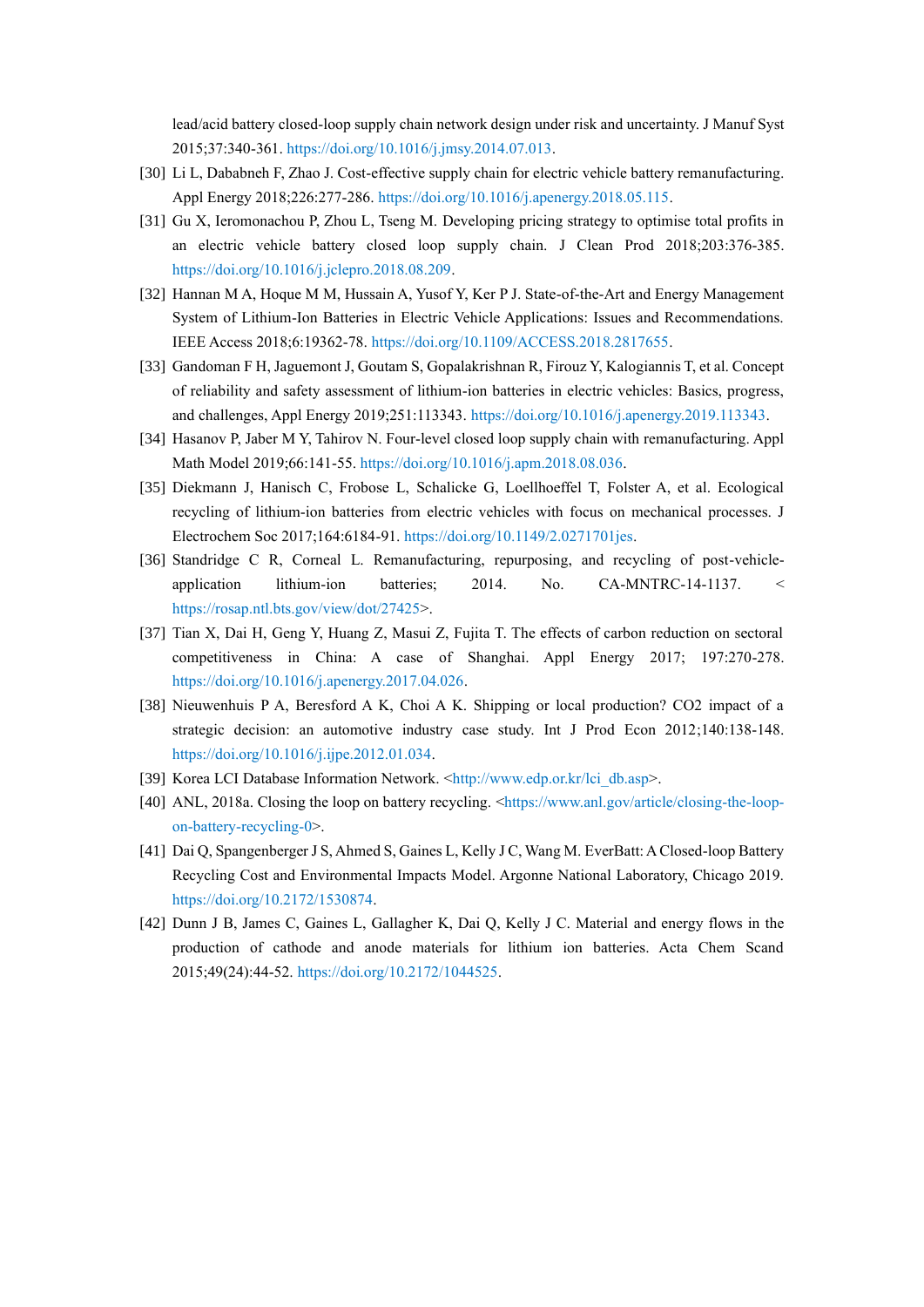lead/acid battery closed-loop supply chain network design under risk and uncertainty. J Manuf Syst 2015;37:340-361. https://doi.org/10.1016/j.jmsy.2014.07.013.

[30] Li L, Dababneh F, Zhao J. Cost-effective supply chain for electric vehicle battery remanufacturing. Appl Energy 2018;226:277-286. https://doi.org/10.1016/j.apenergy.2018.05.115.

[31] Gu X, Ieromonachou P, Zhou L, Tseng M. Developing pricing strategy to optimise total profits in an electric vehicle battery closed loop supply chain. J Clean Prod 2018;203:376-385. https://doi.org/10.1016/j.jclepro.2018.08.209.

[32] Hannan M A, Hoque M M, Hussain A, Yusof Y, Ker P J. State-of-the-Art and Energy Management System of Lithium-Ion Batteries in Electric Vehicle Applications: Issues and Recommendations. IEEE Access 2018;6:19362-78. https://doi.org/10.1109/ACCESS.2018.2817655.

[33] Gandoman F H, Jaguemont J, Goutam S, Gopalakrishnan R, Firouz Y, Kalogiannis T, et al. Concept of reliability and safety assessment of lithium-ion batteries in electric vehicles: Basics, progress, and challenges, Appl Energy 2019;251:113343. https://doi.org/10.1016/j.apenergy.2019.113343.

[34] Hasanov P, Jaber M Y, Tahirov N. Four-level closed loop supply chain with remanufacturing. Appl Math Model 2019;66:141-55. https://doi.org/10.1016/j.apm.2018.08.036.

[35] Diekmann J, Hanisch C, Frobose L, Schalicke G, Loellhoeffel T, Folster A, et al. Ecological recycling of lithium-ion batteries from electric vehicles with focus on mechanical processes. J Electrochem Soc 2017;164:6184-91. https://doi.org/10.1149/2.0271701jes.

[36] Standridge C R, Corneal L. Remanufacturing, repurposing, and recycling of post-vehicle-application lithium-ion batteries; 2014. No. CA-MNTRC-14-1137. <https://rosap.ntl.bts.gov/view/dot/27425>.

[37] Tian X, Dai H, Geng Y, Huang Z, Masui Z, Fujita T. The effects of carbon reduction on sectoral competitiveness in China: A case of Shanghai. Appl Energy 2017; 197:270-278. https://doi.org/10.1016/j.apenergy.2017.04.026.

[38] Nieuwenhuis P A, Beresford A K, Choi A K. Shipping or local production? CO2 impact of a strategic decision: an automotive industry case study. Int J Prod Econ 2012;140:138-148. https://doi.org/10.1016/j.ijpe.2012.01.034.

[39] Korea LCI Database Information Network. <http://www.edp.or.kr/lci_db.asp>.

[40] ANL, 2018a. Closing the loop on battery recycling. <https://www.anl.gov/article/closing-the-loop-on-battery-recycling-0>.

[41] Dai Q, Spangenberger J S, Ahmed S, Gaines L, Kelly J C, Wang M. EverBatt: A Closed-loop Battery Recycling Cost and Environmental Impacts Model. Argonne National Laboratory, Chicago 2019. https://doi.org/10.2172/1530874.

[42] Dunn J B, James C, Gaines L, Gallagher K, Dai Q, Kelly J C. Material and energy flows in the production of cathode and anode materials for lithium ion batteries. Acta Chem Scand 2015;49(24):44-52. https://doi.org/10.2172/1044525.